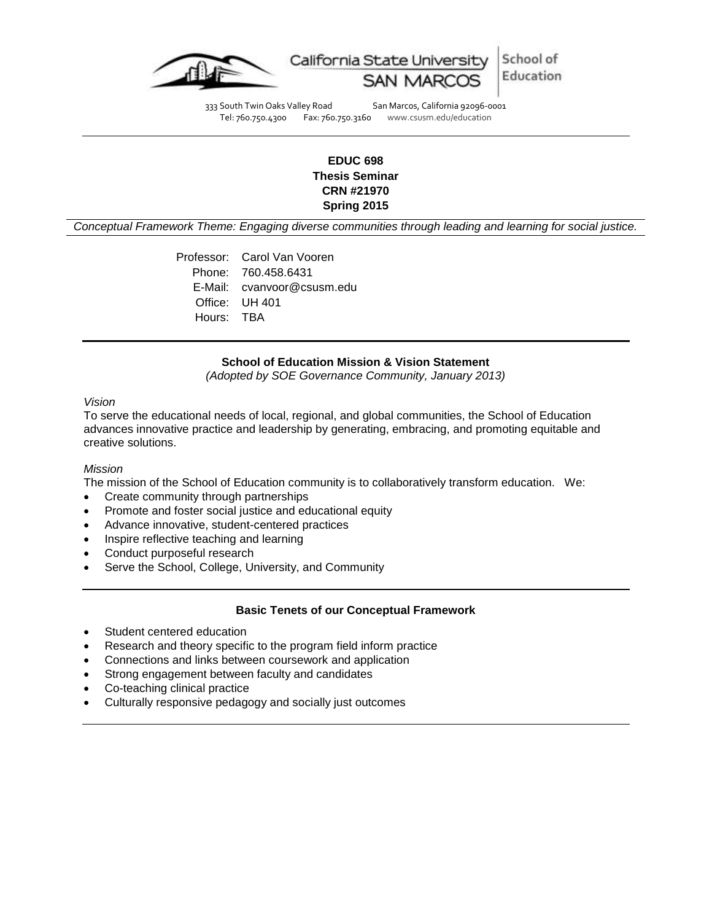California State University SAN MARCOS | School of Education

333 South Twin Oaks Valley Road San Marcos, California 92096-0001
Tel: 760.750.4300 Fax: 760.750.3160 www.csusm.edu/education

---

**EDUC 698**
**Thesis Seminar**
**CRN #21970**
**Spring 2015**

*Conceptual Framework Theme: Engaging diverse communities through leading and learning for social justice.*

Professor: Carol Van Vooren
Phone: 760.458.6431
E-Mail: cvanvoor@csusm.edu
Office: UH 401
Hours: TBA

---

**School of Education Mission & Vision Statement**
*(Adopted by SOE Governance Community, January 2013)*

*Vision*
To serve the educational needs of local, regional, and global communities, the School of Education advances innovative practice and leadership by generating, embracing, and promoting equitable and creative solutions.

*Mission*
The mission of the School of Education community is to collaboratively transform education. We:

- Create community through partnerships
- Promote and foster social justice and educational equity
- Advance innovative, student-centered practices
- Inspire reflective teaching and learning
- Conduct purposeful research
- Serve the School, College, University, and Community

---

**Basic Tenets of our Conceptual Framework**

- Student centered education
- Research and theory specific to the program field inform practice
- Connections and links between coursework and application
- Strong engagement between faculty and candidates
- Co-teaching clinical practice
- Culturally responsive pedagogy and socially just outcomes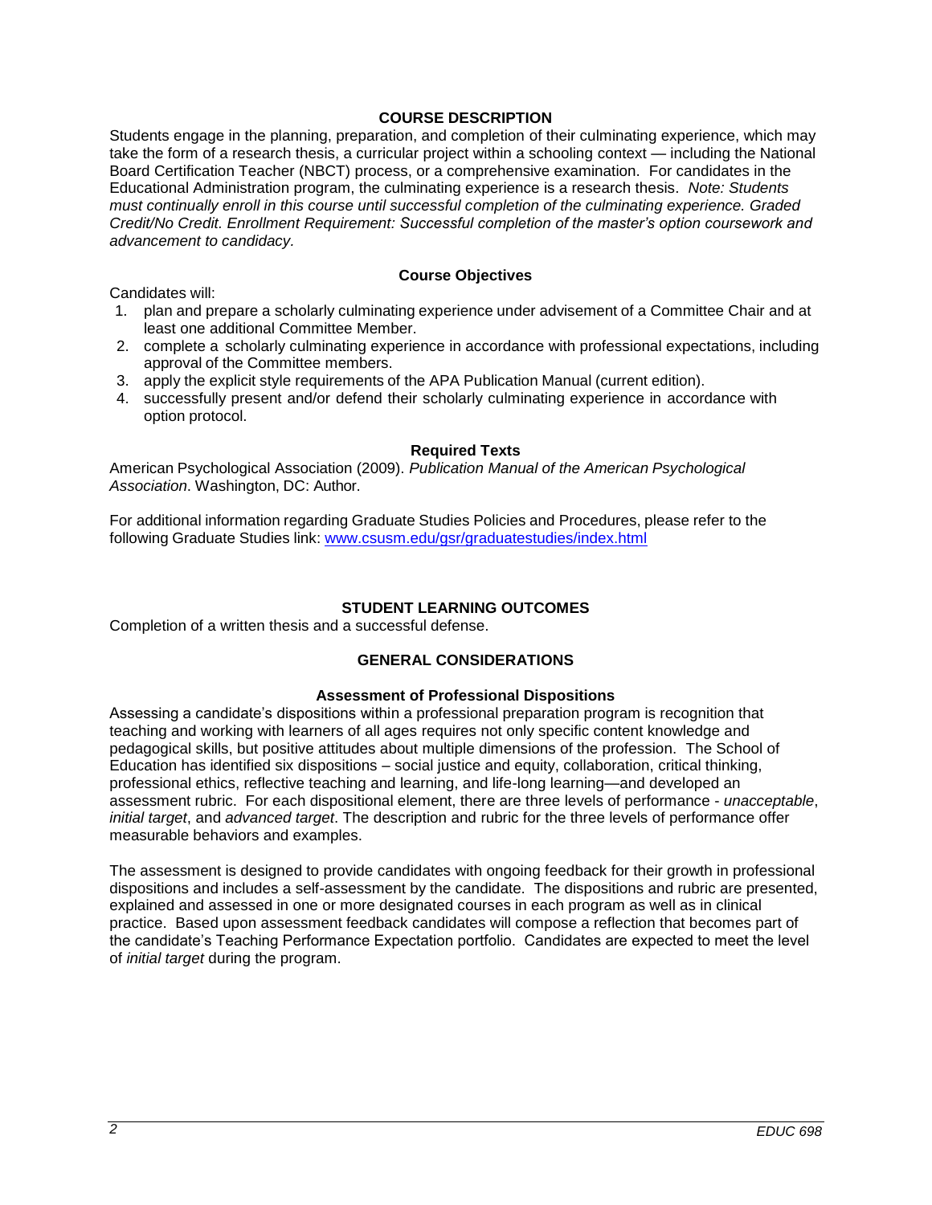## COURSE DESCRIPTION

Students engage in the planning, preparation, and completion of their culminating experience, which may take the form of a research thesis, a curricular project within a schooling context — including the National Board Certification Teacher (NBCT) process, or a comprehensive examination. For candidates in the Educational Administration program, the culminating experience is a research thesis. *Note: Students must continually enroll in this course until successful completion of the culminating experience. Graded Credit/No Credit. Enrollment Requirement: Successful completion of the master's option coursework and advancement to candidacy.*

### Course Objectives

Candidates will:

1. plan and prepare a scholarly culminating experience under advisement of a Committee Chair and at least one additional Committee Member.
2. complete a scholarly culminating experience in accordance with professional expectations, including approval of the Committee members.
3. apply the explicit style requirements of the APA Publication Manual (current edition).
4. successfully present and/or defend their scholarly culminating experience in accordance with option protocol.

### Required Texts

American Psychological Association (2009). *Publication Manual of the American Psychological Association*. Washington, DC: Author.

For additional information regarding Graduate Studies Policies and Procedures, please refer to the following Graduate Studies link: www.csusm.edu/gsr/graduatestudies/index.html

## STUDENT LEARNING OUTCOMES

Completion of a written thesis and a successful defense.

## GENERAL CONSIDERATIONS

### Assessment of Professional Dispositions

Assessing a candidate's dispositions within a professional preparation program is recognition that teaching and working with learners of all ages requires not only specific content knowledge and pedagogical skills, but positive attitudes about multiple dimensions of the profession. The School of Education has identified six dispositions – social justice and equity, collaboration, critical thinking, professional ethics, reflective teaching and learning, and life-long learning—and developed an assessment rubric. For each dispositional element, there are three levels of performance - *unacceptable*, *initial target*, and *advanced target*. The description and rubric for the three levels of performance offer measurable behaviors and examples.

The assessment is designed to provide candidates with ongoing feedback for their growth in professional dispositions and includes a self-assessment by the candidate. The dispositions and rubric are presented, explained and assessed in one or more designated courses in each program as well as in clinical practice. Based upon assessment feedback candidates will compose a reflection that becomes part of the candidate's Teaching Performance Expectation portfolio. Candidates are expected to meet the level of *initial target* during the program.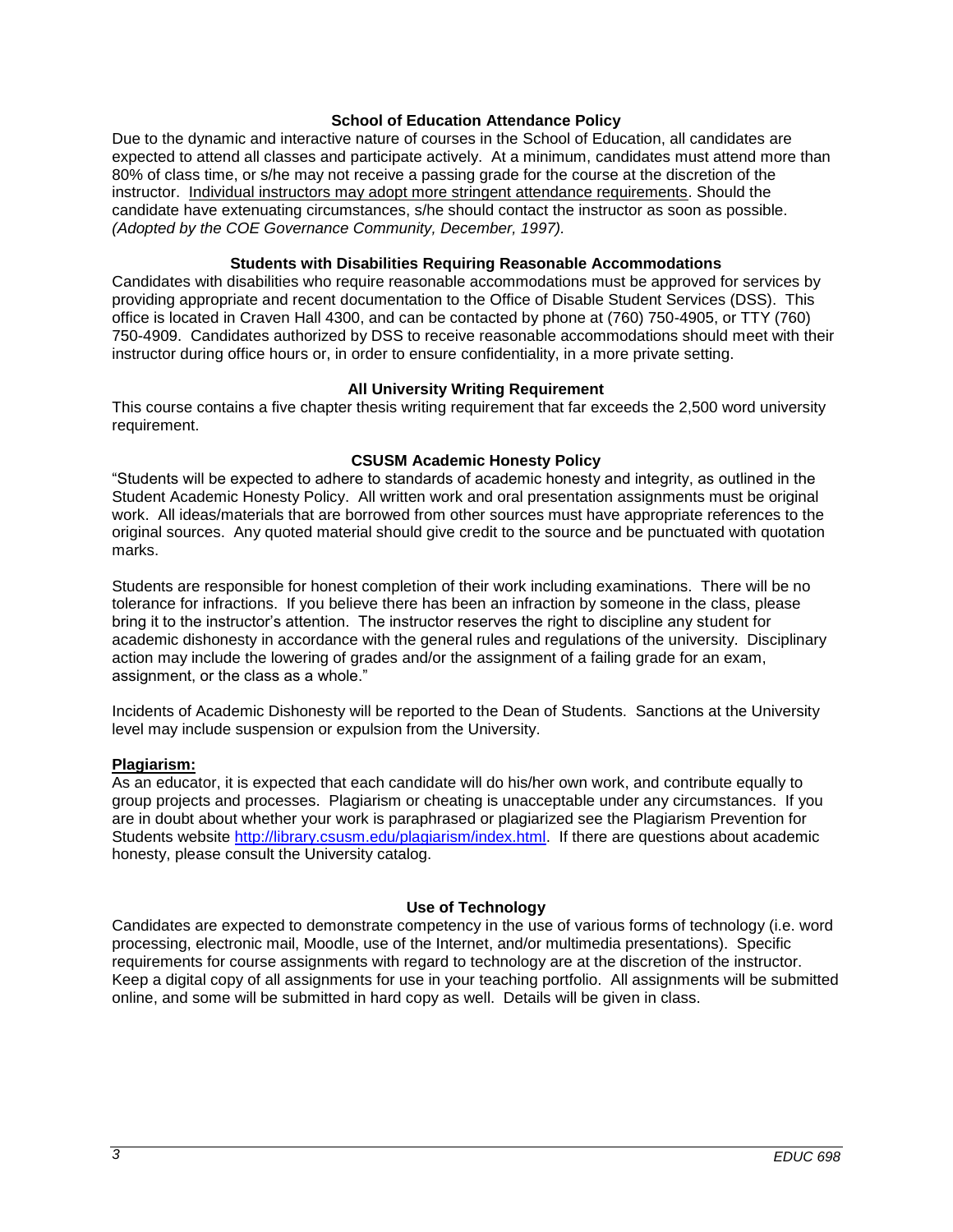### School of Education Attendance Policy

Due to the dynamic and interactive nature of courses in the School of Education, all candidates are expected to attend all classes and participate actively. At a minimum, candidates must attend more than 80% of class time, or s/he may not receive a passing grade for the course at the discretion of the instructor. Individual instructors may adopt more stringent attendance requirements. Should the candidate have extenuating circumstances, s/he should contact the instructor as soon as possible. *(Adopted by the COE Governance Community, December, 1997).*

### Students with Disabilities Requiring Reasonable Accommodations

Candidates with disabilities who require reasonable accommodations must be approved for services by providing appropriate and recent documentation to the Office of Disable Student Services (DSS). This office is located in Craven Hall 4300, and can be contacted by phone at (760) 750-4905, or TTY (760) 750-4909. Candidates authorized by DSS to receive reasonable accommodations should meet with their instructor during office hours or, in order to ensure confidentiality, in a more private setting.

### All University Writing Requirement

This course contains a five chapter thesis writing requirement that far exceeds the 2,500 word university requirement.

### CSUSM Academic Honesty Policy

"Students will be expected to adhere to standards of academic honesty and integrity, as outlined in the Student Academic Honesty Policy. All written work and oral presentation assignments must be original work. All ideas/materials that are borrowed from other sources must have appropriate references to the original sources. Any quoted material should give credit to the source and be punctuated with quotation marks.

Students are responsible for honest completion of their work including examinations. There will be no tolerance for infractions. If you believe there has been an infraction by someone in the class, please bring it to the instructor's attention. The instructor reserves the right to discipline any student for academic dishonesty in accordance with the general rules and regulations of the university. Disciplinary action may include the lowering of grades and/or the assignment of a failing grade for an exam, assignment, or the class as a whole."

Incidents of Academic Dishonesty will be reported to the Dean of Students. Sanctions at the University level may include suspension or expulsion from the University.

**Plagiarism:**

As an educator, it is expected that each candidate will do his/her own work, and contribute equally to group projects and processes. Plagiarism or cheating is unacceptable under any circumstances. If you are in doubt about whether your work is paraphrased or plagiarized see the Plagiarism Prevention for Students website http://library.csusm.edu/plagiarism/index.html. If there are questions about academic honesty, please consult the University catalog.

### Use of Technology

Candidates are expected to demonstrate competency in the use of various forms of technology (i.e. word processing, electronic mail, Moodle, use of the Internet, and/or multimedia presentations). Specific requirements for course assignments with regard to technology are at the discretion of the instructor. Keep a digital copy of all assignments for use in your teaching portfolio. All assignments will be submitted online, and some will be submitted in hard copy as well. Details will be given in class.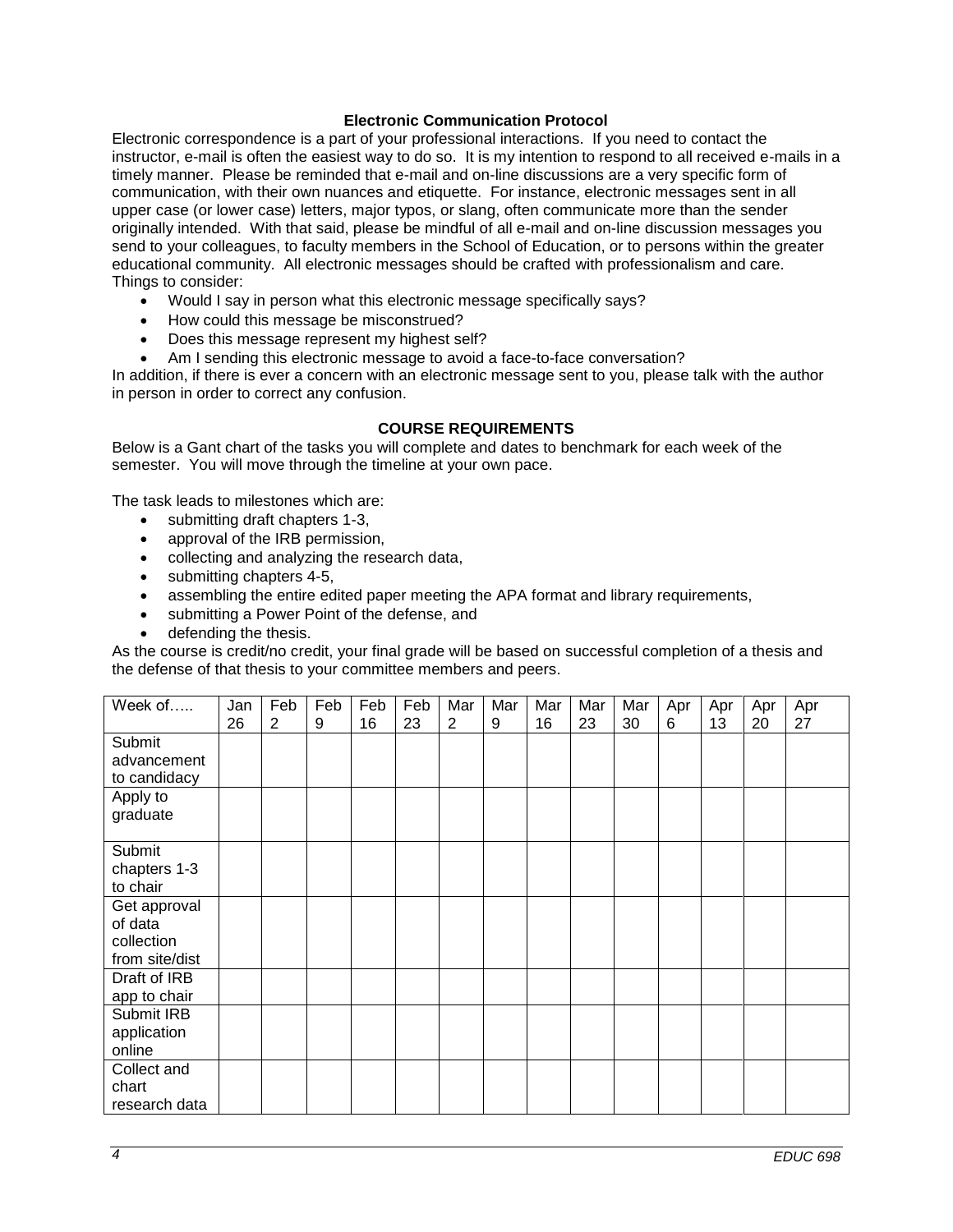### Electronic Communication Protocol

Electronic correspondence is a part of your professional interactions. If you need to contact the instructor, e-mail is often the easiest way to do so. It is my intention to respond to all received e-mails in a timely manner. Please be reminded that e-mail and on-line discussions are a very specific form of communication, with their own nuances and etiquette. For instance, electronic messages sent in all upper case (or lower case) letters, major typos, or slang, often communicate more than the sender originally intended. With that said, please be mindful of all e-mail and on-line discussion messages you send to your colleagues, to faculty members in the School of Education, or to persons within the greater educational community. All electronic messages should be crafted with professionalism and care. Things to consider:

- Would I say in person what this electronic message specifically says?
- How could this message be misconstrued?
- Does this message represent my highest self?
- Am I sending this electronic message to avoid a face-to-face conversation?

In addition, if there is ever a concern with an electronic message sent to you, please talk with the author in person in order to correct any confusion.

### COURSE REQUIREMENTS

Below is a Gant chart of the tasks you will complete and dates to benchmark for each week of the semester. You will move through the timeline at your own pace.

The task leads to milestones which are:

- submitting draft chapters 1-3,
- approval of the IRB permission,
- collecting and analyzing the research data,
- submitting chapters 4-5,
- assembling the entire edited paper meeting the APA format and library requirements,
- submitting a Power Point of the defense, and
- defending the thesis.

As the course is credit/no credit, your final grade will be based on successful completion of a thesis and the defense of that thesis to your committee members and peers.

| Week of….. | Jan 26 | Feb 2 | Feb 9 | Feb 16 | Feb 23 | Mar 2 | Mar 9 | Mar 16 | Mar 23 | Mar 30 | Apr 6 | Apr 13 | Apr 20 | Apr 27 |
|---|---|---|---|---|---|---|---|---|---|---|---|---|---|---|
| Submit advancement to candidacy | | | | | | | | | | | | | | |
| Apply to graduate | | | | | | | | | | | | | | |
| Submit chapters 1-3 to chair | | | | | | | | | | | | | | |
| Get approval of data collection from site/dist | | | | | | | | | | | | | | |
| Draft of IRB app to chair | | | | | | | | | | | | | | |
| Submit IRB application online | | | | | | | | | | | | | | |
| Collect and chart research data | | | | | | | | | | | | | | |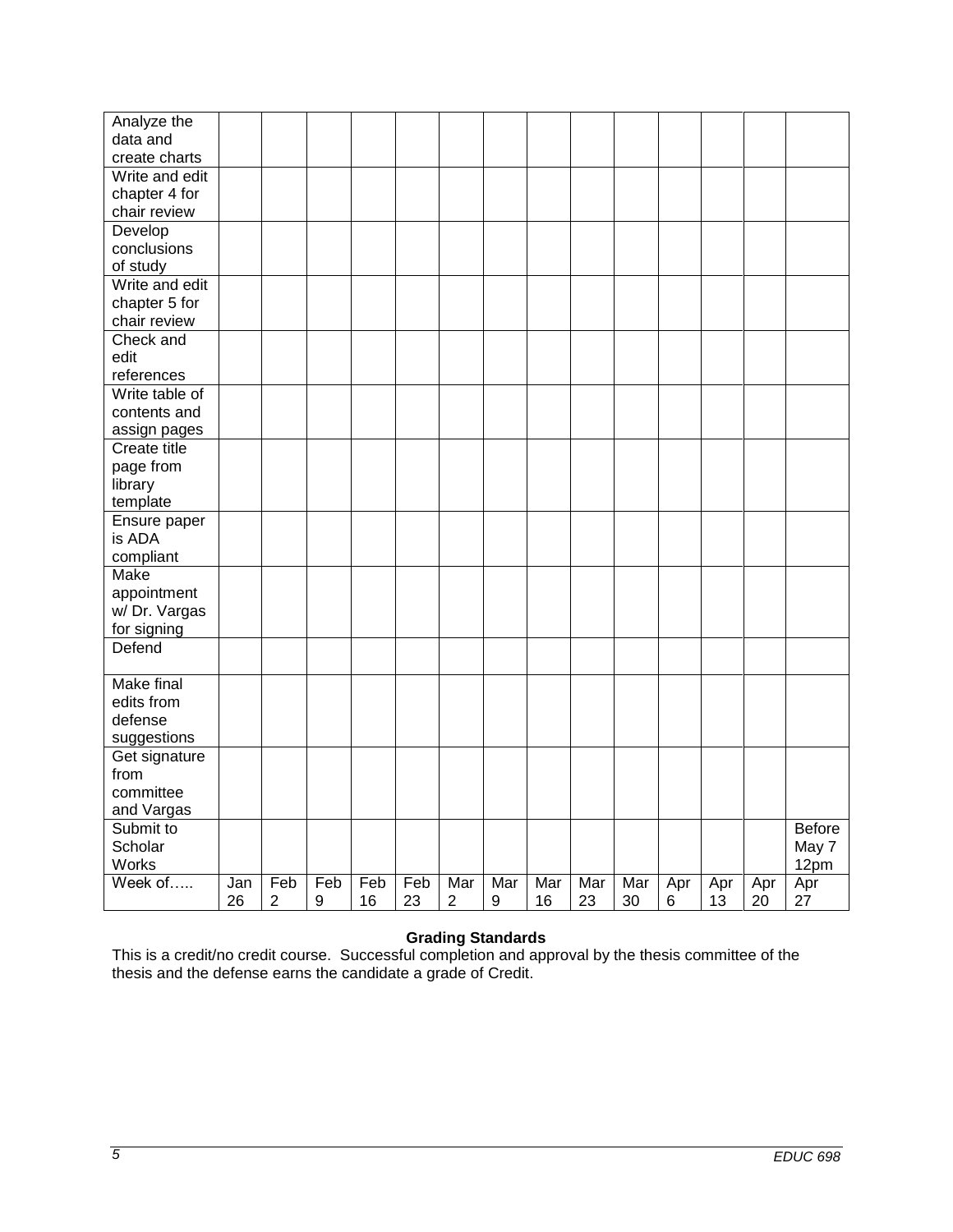| Analyze the data and create charts | | | | | | | | | | | | | | |
|---|---|---|---|---|---|---|---|---|---|---|---|---|---|---|
| Write and edit chapter 4 for chair review | | | | | | | | | | | | | | |
| Develop conclusions of study | | | | | | | | | | | | | | |
| Write and edit chapter 5 for chair review | | | | | | | | | | | | | | |
| Check and edit references | | | | | | | | | | | | | | |
| Write table of contents and assign pages | | | | | | | | | | | | | | |
| Create title page from library template | | | | | | | | | | | | | | |
| Ensure paper is ADA compliant | | | | | | | | | | | | | | |
| Make appointment w/ Dr. Vargas for signing | | | | | | | | | | | | | | |
| Defend | | | | | | | | | | | | | | |
| Make final edits from defense suggestions | | | | | | | | | | | | | | |
| Get signature from committee and Vargas | | | | | | | | | | | | | | |
| Submit to Scholar Works | | | | | | | | | | | | | | Before May 7 12pm |
| Week of….. | Jan 26 | Feb 2 | Feb 9 | Feb 16 | Feb 23 | Mar 2 | Mar 9 | Mar 16 | Mar 23 | Mar 30 | Apr 6 | Apr 13 | Apr 20 | Apr 27 |

**Grading Standards**

This is a credit/no credit course. Successful completion and approval by the thesis committee of the thesis and the defense earns the candidate a grade of Credit.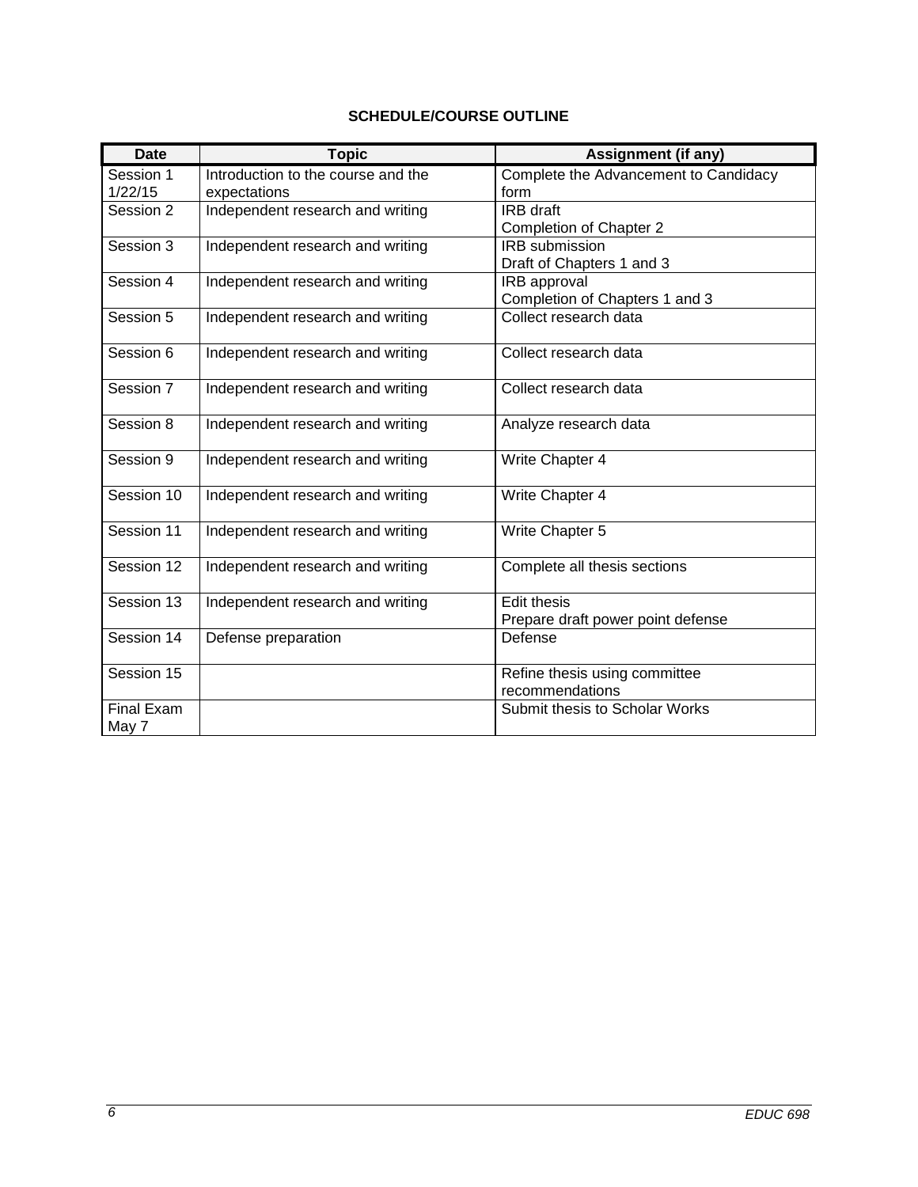**SCHEDULE/COURSE OUTLINE**

| Date | Topic | Assignment (if any) |
|---|---|---|
| Session 1 1/22/15 | Introduction to the course and the expectations | Complete the Advancement to Candidacy form |
| Session 2 | Independent research and writing | IRB draft<br>Completion of Chapter 2 |
| Session 3 | Independent research and writing | IRB submission<br>Draft of Chapters 1 and 3 |
| Session 4 | Independent research and writing | IRB approval<br>Completion of Chapters 1 and 3 |
| Session 5 | Independent research and writing | Collect research data |
| Session 6 | Independent research and writing | Collect research data |
| Session 7 | Independent research and writing | Collect research data |
| Session 8 | Independent research and writing | Analyze research data |
| Session 9 | Independent research and writing | Write Chapter 4 |
| Session 10 | Independent research and writing | Write Chapter 4 |
| Session 11 | Independent research and writing | Write Chapter 5 |
| Session 12 | Independent research and writing | Complete all thesis sections |
| Session 13 | Independent research and writing | Edit thesis<br>Prepare draft power point defense |
| Session 14 | Defense preparation | Defense |
| Session 15 | | Refine thesis using committee recommendations |
| Final Exam May 7 | | Submit thesis to Scholar Works |